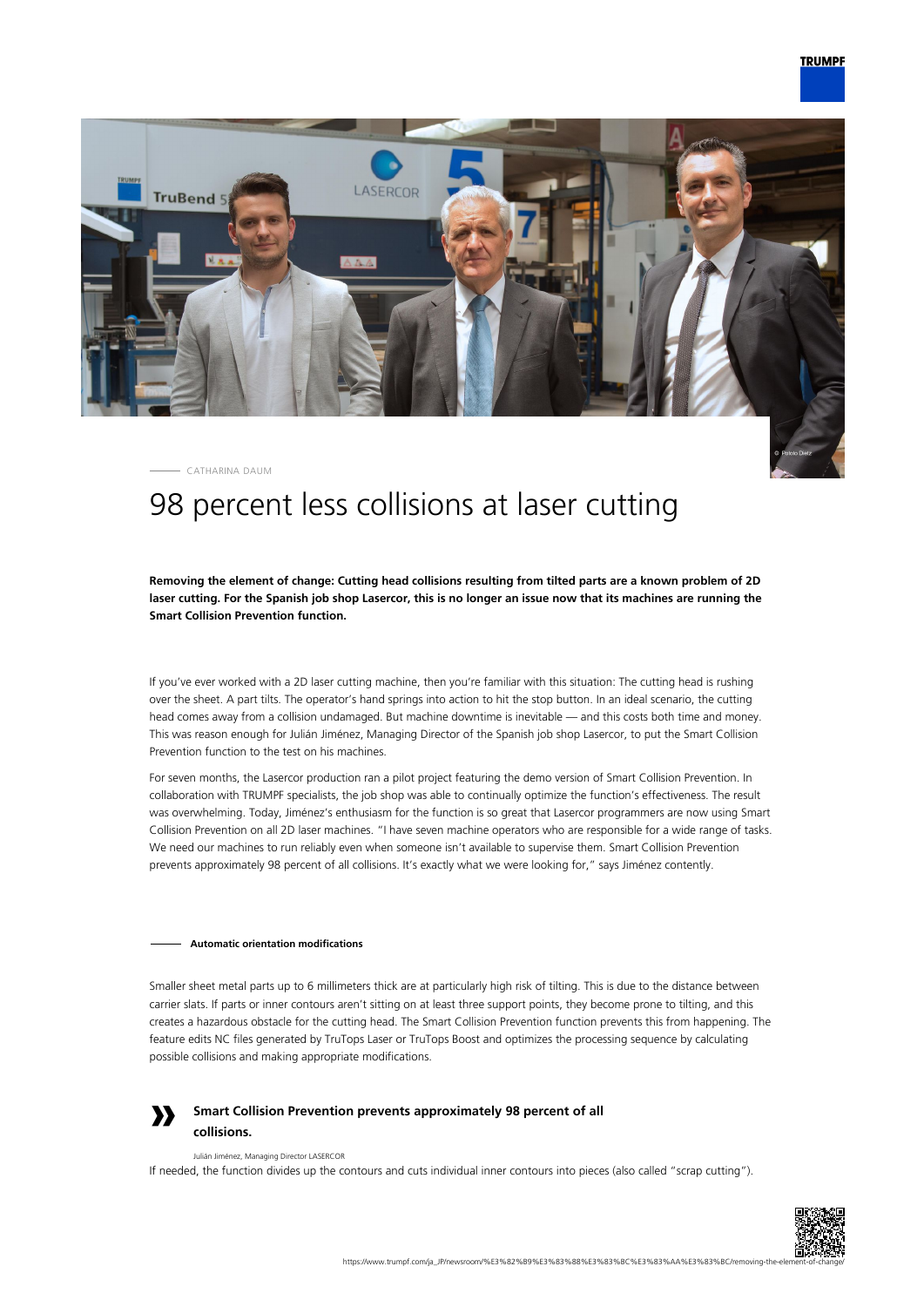CATHARINA DAUM

# 98 percent less collisions at laser cutting

**Removing the element of change: Cutting head collisions resulting from tilted parts are a known problem of 2D laser cutting. For the Spanish job shop Lasercor, this is no longer an issue now that its machines are running the Smart Collision Prevention function.**

If you've ever worked with a 2D laser cutting machine, then you're familiar with this situation: The cutting head is rushing over the sheet. A part tilts. The operator's hand springs into action to hit the stop button. In an ideal scenario, the cutting head comes away from a collision undamaged. But machine downtime is inevitable — and this costs both time and money. This was reason enough for Julián Jiménez, Managing Director of the Spanish job shop Lasercor, to put the Smart Collision Prevention function to the test on his machines.

For seven months, the Lasercor production ran a pilot project featuring the demo version of Smart Collision Prevention. In collaboration with TRUMPF specialists, the job shop was able to continually optimize the function's effectiveness. The result was overwhelming. Today, Jiménez's enthusiasm for the function is so great that Lasercor programmers are now using Smart Collision Prevention on all 2D laser machines. "I have seven machine operators who are responsible for a wide range of tasks. We need our machines to run reliably even when someone isn't available to supervise them. Smart Collision Prevention prevents approximately 98 percent of all collisions. It's exactly what we were looking for," says Jiménez contently.

### Automatic orientation modifications

Smaller sheet metal parts up to 6 millimeters thick are at particularly high risk of tilting. This is due to the distance between carrier slats. If parts or inner contours aren't sitting on at least three support points, they become prone to tilting, and this creates a hazardous obstacle for the cutting head. The Smart Collision Prevention function prevents this from happening. The feature edits NC files generated by TruTops Laser or TruTops Boost and optimizes the processing sequence by calculating possible collisions and making appropriate modifications.

> **Smart Collision Prevention prevents approximately 98 percent of all collisions.**
>
> Julián Jiménez, Managing Director LASERCOR

If needed, the function divides up the contours and cuts individual inner contours into pieces (also called "scrap cutting").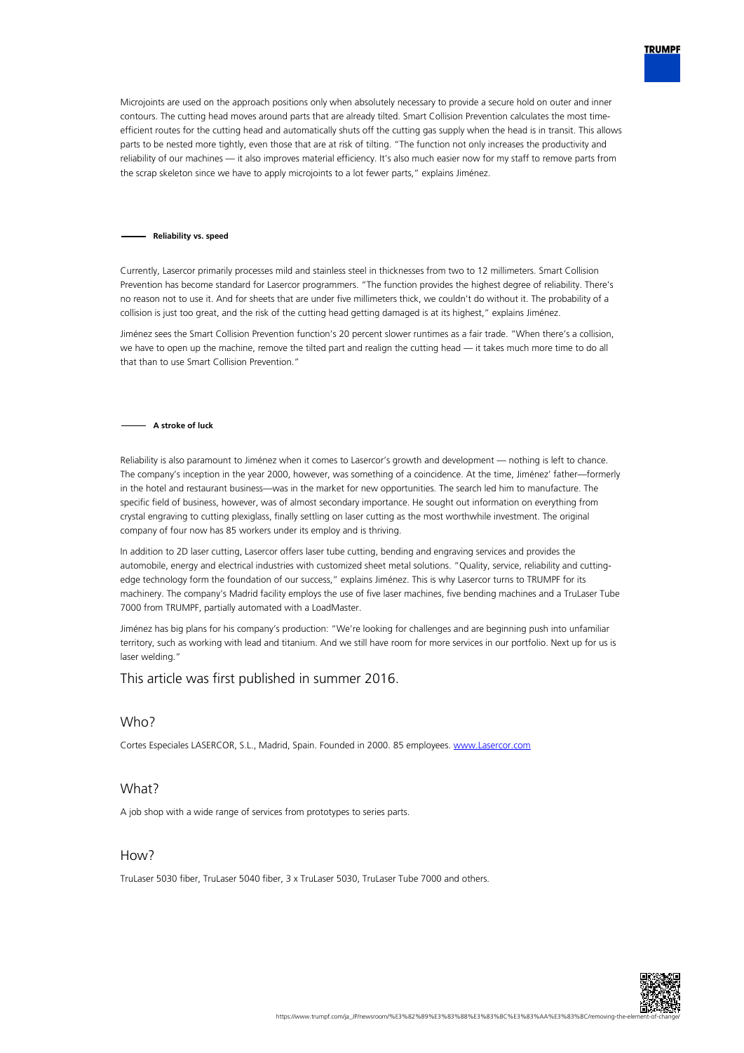Microjoints are used on the approach positions only when absolutely necessary to provide a secure hold on outer and inner contours. The cutting head moves around parts that are already tilted. Smart Collision Prevention calculates the most time-efficient routes for the cutting head and automatically shuts off the cutting gas supply when the head is in transit. This allows parts to be nested more tightly, even those that are at risk of tilting. "The function not only increases the productivity and reliability of our machines — it also improves material efficiency. It's also much easier now for my staff to remove parts from the scrap skeleton since we have to apply microjoints to a lot fewer parts," explains Jiménez.

#### Reliability vs. speed

Currently, Lasercor primarily processes mild and stainless steel in thicknesses from two to 12 millimeters. Smart Collision Prevention has become standard for Lasercor programmers. "The function provides the highest degree of reliability. There's no reason not to use it. And for sheets that are under five millimeters thick, we couldn't do without it. The probability of a collision is just too great, and the risk of the cutting head getting damaged is at its highest," explains Jiménez.

Jiménez sees the Smart Collision Prevention function's 20 percent slower runtimes as a fair trade. "When there's a collision, we have to open up the machine, remove the tilted part and realign the cutting head — it takes much more time to do all that than to use Smart Collision Prevention."

#### A stroke of luck

Reliability is also paramount to Jiménez when it comes to Lasercor's growth and development — nothing is left to chance. The company's inception in the year 2000, however, was something of a coincidence. At the time, Jiménez' father—formerly in the hotel and restaurant business—was in the market for new opportunities. The search led him to manufacture. The specific field of business, however, was of almost secondary importance. He sought out information on everything from crystal engraving to cutting plexiglass, finally settling on laser cutting as the most worthwhile investment. The original company of four now has 85 workers under its employ and is thriving.

In addition to 2D laser cutting, Lasercor offers laser tube cutting, bending and engraving services and provides the automobile, energy and electrical industries with customized sheet metal solutions. "Quality, service, reliability and cutting-edge technology form the foundation of our success," explains Jiménez. This is why Lasercor turns to TRUMPF for its machinery. The company's Madrid facility employs the use of five laser machines, five bending machines and a TruLaser Tube 7000 from TRUMPF, partially automated with a LoadMaster.

Jiménez has big plans for his company's production: "We're looking for challenges and are beginning push into unfamiliar territory, such as working with lead and titanium. And we still have room for more services in our portfolio. Next up for us is laser welding."

## This article was first published in summer 2016.

## Who?

Cortes Especiales LASERCOR, S.L., Madrid, Spain. Founded in 2000. 85 employees. [www.Lasercor.com](http://www.Lasercor.com)

## What?

A job shop with a wide range of services from prototypes to series parts.

## How?

TruLaser 5030 fiber, TruLaser 5040 fiber, 3 x TruLaser 5030, TruLaser Tube 7000 and others.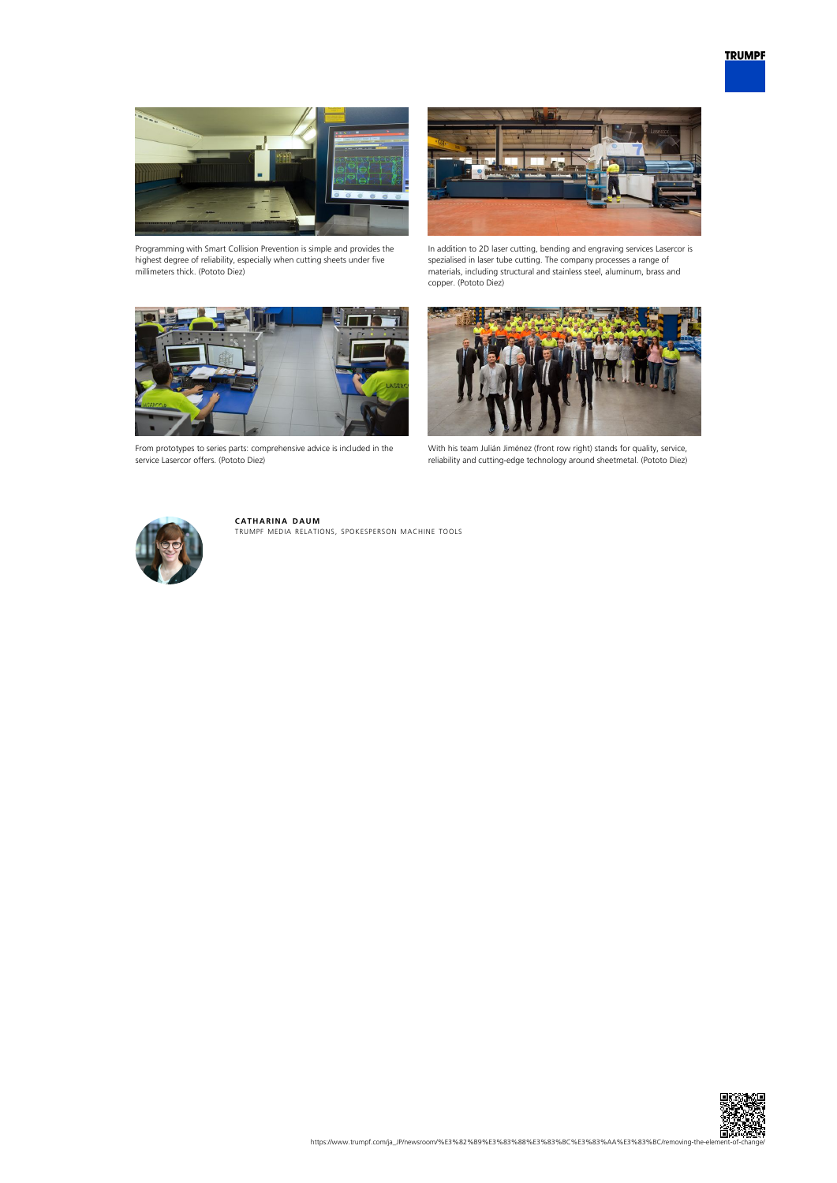Programming with Smart Collision Prevention is simple and provides the highest degree of reliability, especially when cutting sheets under five millimeters thick. (Pototo Diez)

In addition to 2D laser cutting, bending and engraving services Lasercor is spezialised in laser tube cutting. The company processes a range of materials, including structural and stainless steel, aluminum, brass and copper. (Pototo Diez)

From prototypes to series parts: comprehensive advice is included in the service Lasercor offers. (Pototo Diez)

With his team Julián Jiménez (front row right) stands for quality, service, reliability and cutting-edge technology around sheetmetal. (Pototo Diez)

**CATHARINA DAUM**
TRUMPF MEDIA RELATIONS, SPOKESPERSON MACHINE TOOLS